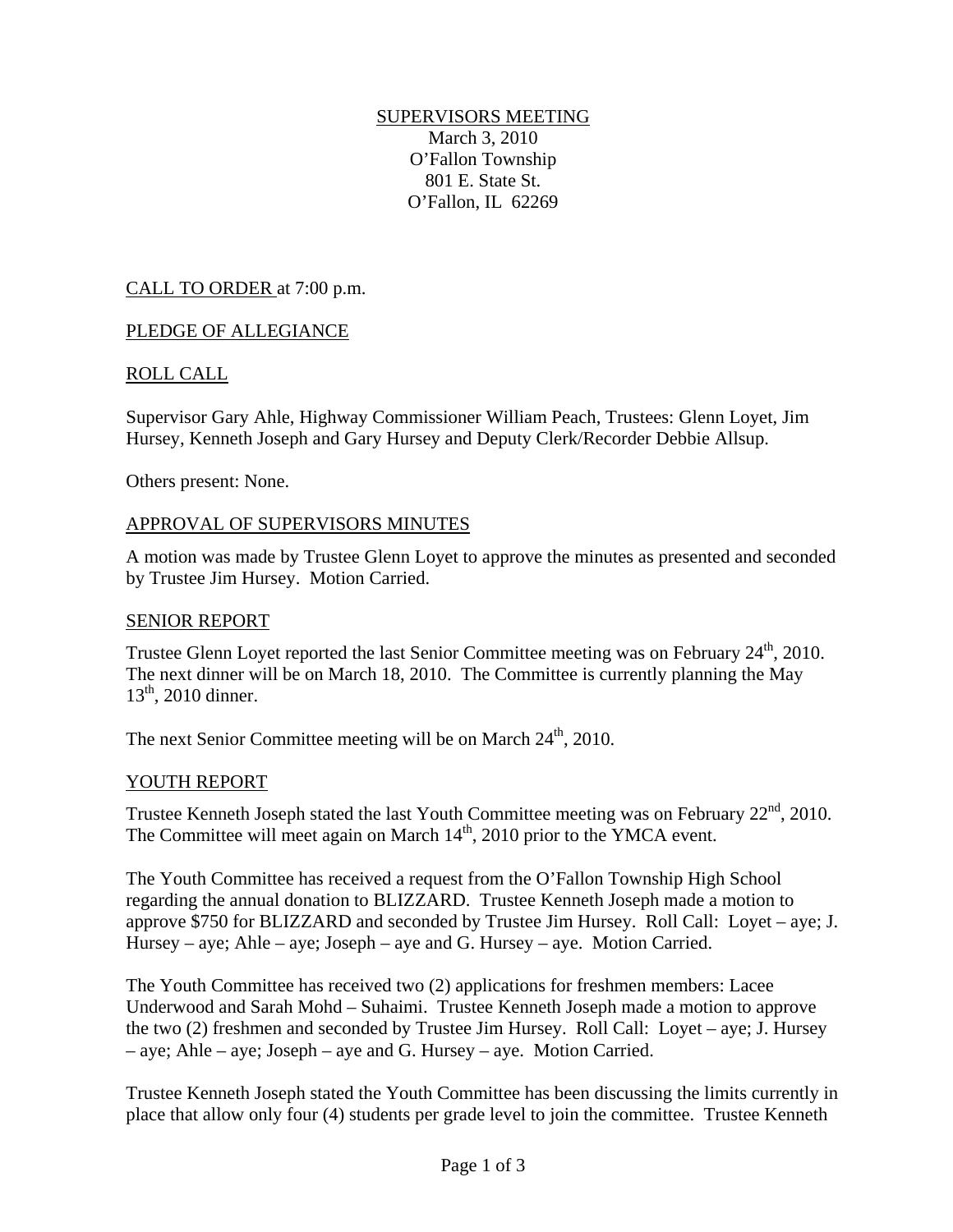SUPERVISORS MEETING
March 3, 2010
O'Fallon Township
801 E. State St.
O'Fallon, IL 62269

CALL TO ORDER at 7:00 p.m.

PLEDGE OF ALLEGIANCE

ROLL CALL

Supervisor Gary Ahle, Highway Commissioner William Peach, Trustees: Glenn Loyet, Jim Hursey, Kenneth Joseph and Gary Hursey and Deputy Clerk/Recorder Debbie Allsup.

Others present: None.

APPROVAL OF SUPERVISORS MINUTES

A motion was made by Trustee Glenn Loyet to approve the minutes as presented and seconded by Trustee Jim Hursey. Motion Carried.

SENIOR REPORT

Trustee Glenn Loyet reported the last Senior Committee meeting was on February 24th, 2010. The next dinner will be on March 18, 2010. The Committee is currently planning the May 13th, 2010 dinner.

The next Senior Committee meeting will be on March 24th, 2010.

YOUTH REPORT

Trustee Kenneth Joseph stated the last Youth Committee meeting was on February 22nd, 2010. The Committee will meet again on March 14th, 2010 prior to the YMCA event.

The Youth Committee has received a request from the O'Fallon Township High School regarding the annual donation to BLIZZARD. Trustee Kenneth Joseph made a motion to approve $750 for BLIZZARD and seconded by Trustee Jim Hursey. Roll Call: Loyet – aye; J. Hursey – aye; Ahle – aye; Joseph – aye and G. Hursey – aye. Motion Carried.

The Youth Committee has received two (2) applications for freshmen members: Lacee Underwood and Sarah Mohd – Suhaimi. Trustee Kenneth Joseph made a motion to approve the two (2) freshmen and seconded by Trustee Jim Hursey. Roll Call: Loyet – aye; J. Hursey – aye; Ahle – aye; Joseph – aye and G. Hursey – aye. Motion Carried.

Trustee Kenneth Joseph stated the Youth Committee has been discussing the limits currently in place that allow only four (4) students per grade level to join the committee. Trustee Kenneth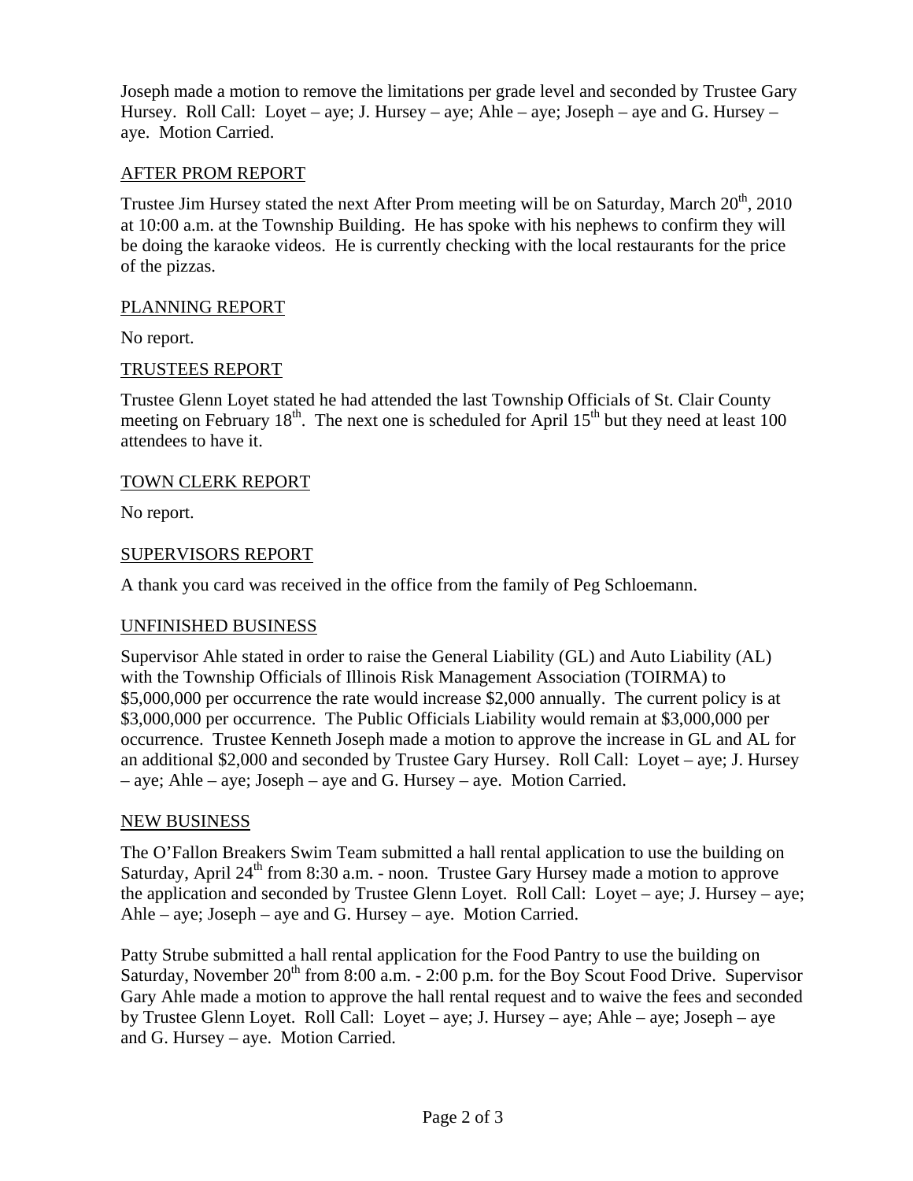Joseph made a motion to remove the limitations per grade level and seconded by Trustee Gary Hursey. Roll Call: Loyet – aye; J. Hursey – aye; Ahle – aye; Joseph – aye and G. Hursey – aye. Motion Carried.

## AFTER PROM REPORT

Trustee Jim Hursey stated the next After Prom meeting will be on Saturday, March 20th, 2010 at 10:00 a.m. at the Township Building. He has spoke with his nephews to confirm they will be doing the karaoke videos. He is currently checking with the local restaurants for the price of the pizzas.

## PLANNING REPORT

No report.

## TRUSTEES REPORT

Trustee Glenn Loyet stated he had attended the last Township Officials of St. Clair County meeting on February 18th. The next one is scheduled for April 15th but they need at least 100 attendees to have it.

## TOWN CLERK REPORT

No report.

## SUPERVISORS REPORT

A thank you card was received in the office from the family of Peg Schloemann.

## UNFINISHED BUSINESS

Supervisor Ahle stated in order to raise the General Liability (GL) and Auto Liability (AL) with the Township Officials of Illinois Risk Management Association (TOIRMA) to $5,000,000 per occurrence the rate would increase $2,000 annually. The current policy is at $3,000,000 per occurrence. The Public Officials Liability would remain at $3,000,000 per occurrence. Trustee Kenneth Joseph made a motion to approve the increase in GL and AL for an additional $2,000 and seconded by Trustee Gary Hursey. Roll Call: Loyet – aye; J. Hursey – aye; Ahle – aye; Joseph – aye and G. Hursey – aye. Motion Carried.

## NEW BUSINESS

The O'Fallon Breakers Swim Team submitted a hall rental application to use the building on Saturday, April 24th from 8:30 a.m. - noon. Trustee Gary Hursey made a motion to approve the application and seconded by Trustee Glenn Loyet. Roll Call: Loyet – aye; J. Hursey – aye; Ahle – aye; Joseph – aye and G. Hursey – aye. Motion Carried.

Patty Strube submitted a hall rental application for the Food Pantry to use the building on Saturday, November 20th from 8:00 a.m. - 2:00 p.m. for the Boy Scout Food Drive. Supervisor Gary Ahle made a motion to approve the hall rental request and to waive the fees and seconded by Trustee Glenn Loyet. Roll Call: Loyet – aye; J. Hursey – aye; Ahle – aye; Joseph – aye and G. Hursey – aye. Motion Carried.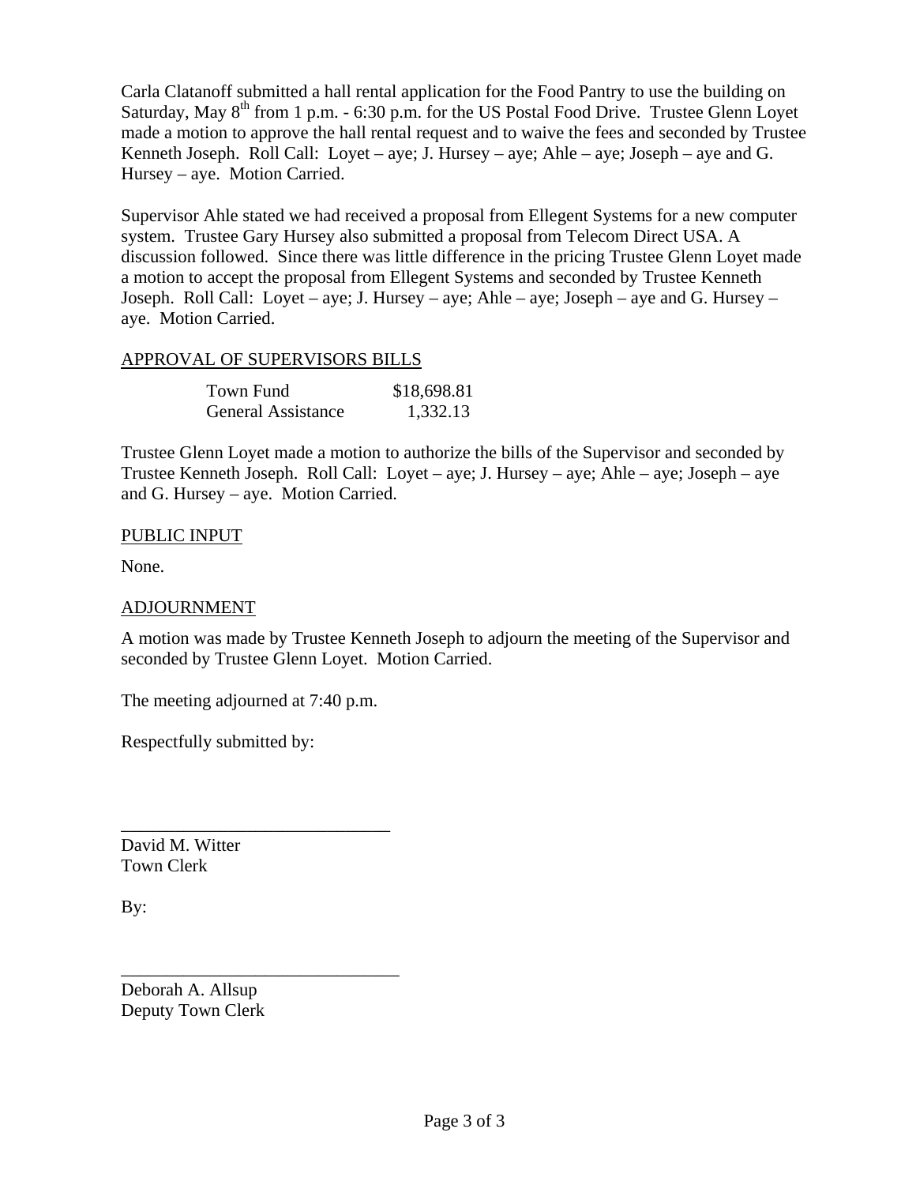Carla Clatanoff submitted a hall rental application for the Food Pantry to use the building on Saturday, May 8th from 1 p.m. - 6:30 p.m. for the US Postal Food Drive. Trustee Glenn Loyet made a motion to approve the hall rental request and to waive the fees and seconded by Trustee Kenneth Joseph. Roll Call: Loyet – aye; J. Hursey – aye; Ahle – aye; Joseph – aye and G. Hursey – aye. Motion Carried.

Supervisor Ahle stated we had received a proposal from Ellegent Systems for a new computer system. Trustee Gary Hursey also submitted a proposal from Telecom Direct USA. A discussion followed. Since there was little difference in the pricing Trustee Glenn Loyet made a motion to accept the proposal from Ellegent Systems and seconded by Trustee Kenneth Joseph. Roll Call: Loyet – aye; J. Hursey – aye; Ahle – aye; Joseph – aye and G. Hursey – aye. Motion Carried.

APPROVAL OF SUPERVISORS BILLS

| | |
|---|---|
| Town Fund | $18,698.81 |
| General Assistance | 1,332.13 |

Trustee Glenn Loyet made a motion to authorize the bills of the Supervisor and seconded by Trustee Kenneth Joseph. Roll Call: Loyet – aye; J. Hursey – aye; Ahle – aye; Joseph – aye and G. Hursey – aye. Motion Carried.

PUBLIC INPUT

None.

ADJOURNMENT

A motion was made by Trustee Kenneth Joseph to adjourn the meeting of the Supervisor and seconded by Trustee Glenn Loyet. Motion Carried.

The meeting adjourned at 7:40 p.m.

Respectfully submitted by:

______________________________
David M. Witter
Town Clerk

By:

______________________________
Deborah A. Allsup
Deputy Town Clerk